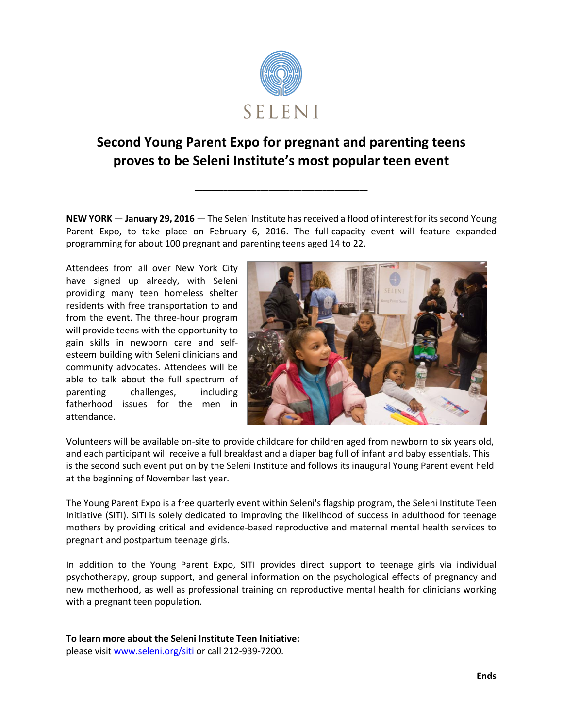SELENI

# Second Young Parent Expo for pregnant and parenting teens proves to be Seleni Institute's most popular teen event

---

**NEW YORK** — **January 29, 2016** — The Seleni Institute has received a flood of interest for its second Young Parent Expo, to take place on February 6, 2016. The full-capacity event will feature expanded programming for about 100 pregnant and parenting teens aged 14 to 22.

Attendees from all over New York City have signed up already, with Seleni providing many teen homeless shelter residents with free transportation to and from the event. The three-hour program will provide teens with the opportunity to gain skills in newborn care and self-esteem building with Seleni clinicians and community advocates. Attendees will be able to talk about the full spectrum of parenting challenges, including fatherhood issues for the men in attendance.

Volunteers will be available on-site to provide childcare for children aged from newborn to six years old, and each participant will receive a full breakfast and a diaper bag full of infant and baby essentials. This is the second such event put on by the Seleni Institute and follows its inaugural Young Parent event held at the beginning of November last year.

The Young Parent Expo is a free quarterly event within Seleni's flagship program, the Seleni Institute Teen Initiative (SITI). SITI is solely dedicated to improving the likelihood of success in adulthood for teenage mothers by providing critical and evidence-based reproductive and maternal mental health services to pregnant and postpartum teenage girls.

In addition to the Young Parent Expo, SITI provides direct support to teenage girls via individual psychotherapy, group support, and general information on the psychological effects of pregnancy and new motherhood, as well as professional training on reproductive mental health for clinicians working with a pregnant teen population.

**To learn more about the Seleni Institute Teen Initiative:**
please visit www.seleni.org/siti or call 212-939-7200.

**Ends**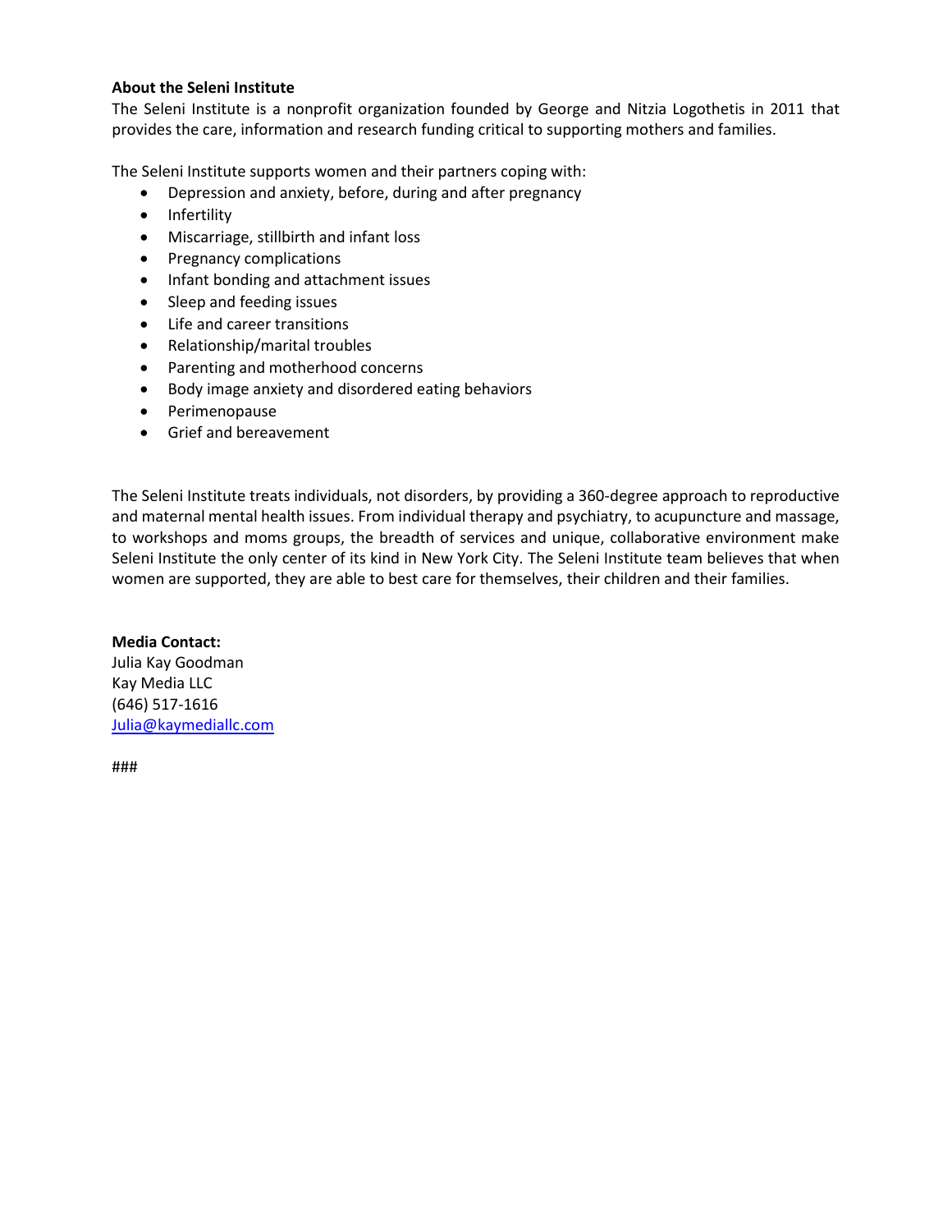**About the Seleni Institute**

The Seleni Institute is a nonprofit organization founded by George and Nitzia Logothetis in 2011 that provides the care, information and research funding critical to supporting mothers and families.

The Seleni Institute supports women and their partners coping with:

- Depression and anxiety, before, during and after pregnancy
- Infertility
- Miscarriage, stillbirth and infant loss
- Pregnancy complications
- Infant bonding and attachment issues
- Sleep and feeding issues
- Life and career transitions
- Relationship/marital troubles
- Parenting and motherhood concerns
- Body image anxiety and disordered eating behaviors
- Perimenopause
- Grief and bereavement

The Seleni Institute treats individuals, not disorders, by providing a 360-degree approach to reproductive and maternal mental health issues. From individual therapy and psychiatry, to acupuncture and massage, to workshops and moms groups, the breadth of services and unique, collaborative environment make Seleni Institute the only center of its kind in New York City. The Seleni Institute team believes that when women are supported, they are able to best care for themselves, their children and their families.

**Media Contact:**
Julia Kay Goodman
Kay Media LLC
(646) 517-1616
Julia@kaymediallc.com

###